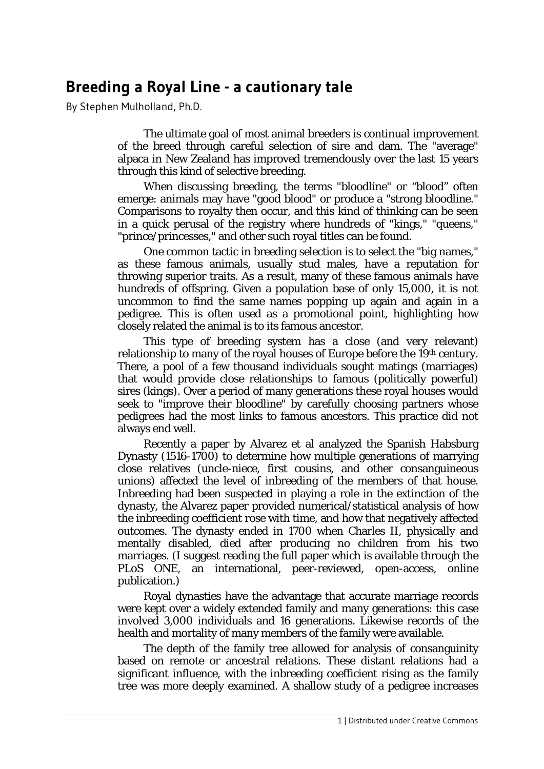# Breeding a Royal Line - a cautionary tale

By Stephen Mulholland, Ph.D.

The ultimate goal of most animal breeders is continual improvement of the breed through careful selection of sire and dam. The "average" alpaca in New Zealand has improved tremendously over the last 15 years through this kind of selective breeding.

When discussing breeding, the terms "bloodline" or "blood" often emerge: animals may have "good blood" or produce a "strong bloodline." Comparisons to royalty then occur, and this kind of thinking can be seen in a quick perusal of the registry where hundreds of "kings," "queens," "prince/princesses," and other such royal titles can be found.

One common tactic in breeding selection is to select the "big names," as these famous animals, usually stud males, have a reputation for throwing superior traits. As a result, many of these famous animals have hundreds of offspring. Given a population base of only 15,000, it is not uncommon to find the same names popping up again and again in a pedigree. This is often used as a promotional point, highlighting how closely related the animal is to its famous ancestor.

This type of breeding system has a close (and very relevant) relationship to many of the royal houses of Europe before the 19th century. There, a pool of a few thousand individuals sought matings (marriages) that would provide close relationships to famous (politically powerful) sires (kings). Over a period of many generations these royal houses would seek to "improve their bloodline" by carefully choosing partners whose pedigrees had the most links to famous ancestors. This practice did not always end well.

Recently a paper by Alvarez et al analyzed the Spanish Habsburg Dynasty (1516-1700) to determine how multiple generations of marrying close relatives (uncle-niece, first cousins, and other consanguineous unions) affected the level of inbreeding of the members of that house. Inbreeding had been suspected in playing a role in the extinction of the dynasty, the Alvarez paper provided numerical/statistical analysis of how the inbreeding coefficient rose with time, and how that negatively affected outcomes. The dynasty ended in 1700 when Charles II, physically and mentally disabled, died after producing no children from his two marriages. (I suggest reading the full paper which is available through the PLoS ONE, an international, peer-reviewed, open-access, online publication.)

Royal dynasties have the advantage that accurate marriage records were kept over a widely extended family and many generations: this case involved 3,000 individuals and 16 generations. Likewise records of the health and mortality of many members of the family were available.

The depth of the family tree allowed for analysis of consanguinity based on remote or ancestral relations. These distant relations had a significant influence, with the inbreeding coefficient rising as the family tree was more deeply examined. A shallow study of a pedigree increases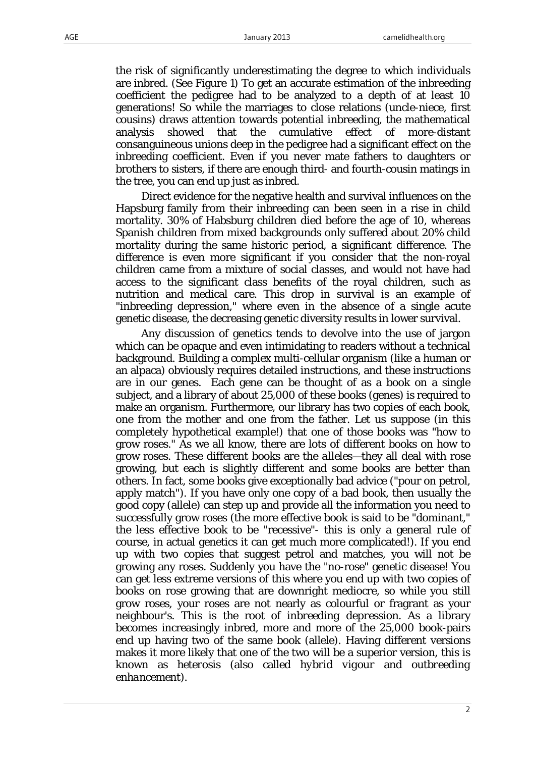the risk of significantly underestimating the degree to which individuals are inbred. (See Figure 1) To get an accurate estimation of the inbreeding coefficient the pedigree had to be analyzed to a depth of at least 10 generations! So while the marriages to close relations (uncle-niece, first cousins) draws attention towards potential inbreeding, the mathematical analysis showed that the cumulative effect of more-distant consanguineous unions deep in the pedigree had a significant effect on the inbreeding coefficient. Even if you never mate fathers to daughters or brothers to sisters, if there are enough third- and fourth-cousin matings in the tree, you can end up just as inbred.

Direct evidence for the negative health and survival influences on the Hapsburg family from their inbreeding can been seen in a rise in child mortality. 30% of Habsburg children died before the age of 10, whereas Spanish children from mixed backgrounds only suffered about 20% child mortality during the same historic period, a significant difference. The difference is even more significant if you consider that the non-royal children came from a mixture of social classes, and would not have had access to the significant class benefits of the royal children, such as nutrition and medical care. This drop in survival is an example of "inbreeding depression," where even in the absence of a single acute genetic disease, the decreasing genetic diversity results in lower survival.

Any discussion of genetics tends to devolve into the use of jargon which can be opaque and even intimidating to readers without a technical background. Building a complex multi-cellular organism (like a human or an alpaca) obviously requires detailed instructions, and these instructions are in our genes. Each gene can be thought of as a book on a single subject, and a library of about 25,000 of these books (genes) is required to make an organism. Furthermore, our library has two copies of each book, one from the mother and one from the father. Let us suppose (in this completely hypothetical example!) that one of those books was "how to grow roses." As we all know, there are lots of different books on how to grow roses. These different books are the *alleles*—they all deal with rose growing, but each is slightly different and some books are better than others. In fact, some books give exceptionally bad advice ("pour on petrol, apply match"). If you have only one copy of a bad book, then usually the good copy (allele) can step up and provide all the information you need to successfully grow roses (the more effective book is said to be "dominant," the less effective book to be "recessive"- this is only a general rule of course, in actual genetics it can get much more complicated!). If you end up with two copies that suggest petrol and matches, you will not be growing any roses. Suddenly you have the "no-rose" genetic disease! You can get less extreme versions of this where you end up with two copies of books on rose growing that are downright mediocre, so while you still grow roses, your roses are not nearly as colourful or fragrant as your neighbour's. This is the root of inbreeding depression. As a library becomes increasingly inbred, more and more of the 25,000 book-pairs end up having two of the same book (allele). Having different versions makes it more likely that one of the two will be a superior version, this is known as *heterosis* (also called *hybrid vigour* and *outbreeding enhancement*).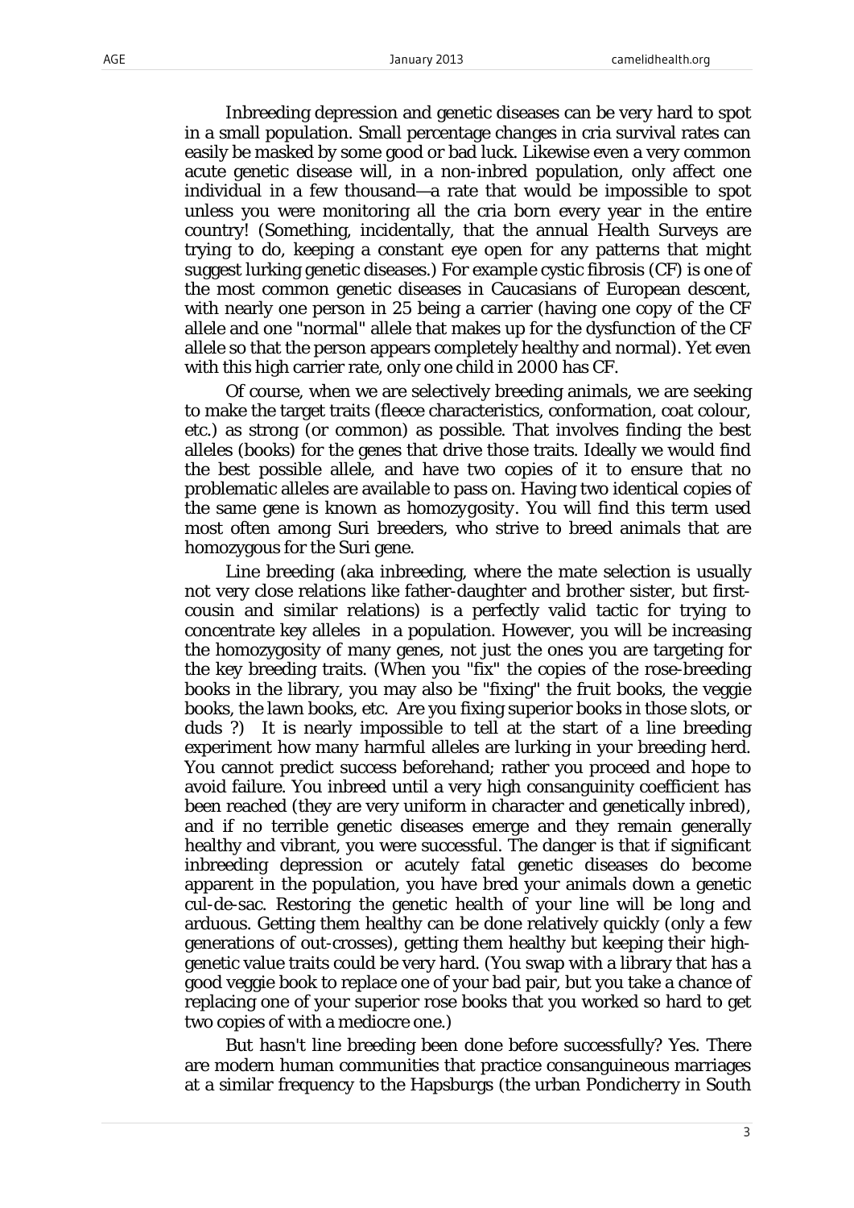Inbreeding depression and genetic diseases can be very hard to spot in a small population. Small percentage changes in cria survival rates can easily be masked by some good or bad luck. Likewise even a very common acute genetic disease will, in a non-inbred population, only affect one individual in a few thousand—a rate that would be impossible to spot unless you were monitoring all the cria born every year in the entire country! (Something, incidentally, that the annual Health Surveys are trying to do, keeping a constant eye open for any patterns that might suggest lurking genetic diseases.) For example cystic fibrosis (CF) is one of the most common genetic diseases in Caucasians of European descent, with nearly one person in 25 being a carrier (having one copy of the CF allele and one "normal" allele that makes up for the dysfunction of the CF allele so that the person appears completely healthy and normal). Yet even with this high carrier rate, only one child in 2000 has CF.

Of course, when we are selectively breeding animals, we are seeking to make the target traits (fleece characteristics, conformation, coat colour, etc.) as strong (or common) as possible. That involves finding the best alleles (books) for the genes that drive those traits. Ideally we would find the best possible allele, and have two copies of it to ensure that no problematic alleles are available to pass on. Having two identical copies of the same gene is known as *homozygosity*. You will find this term used most often among Suri breeders, who strive to breed animals that are homozygous for the Suri gene.

Line breeding (aka inbreeding, where the mate selection is usually not very close relations like father-daughter and brother sister, but first-cousin and similar relations) is a perfectly valid tactic for trying to concentrate key alleles in a population. However, you will be increasing the homozygosity of many genes, not just the ones you are targeting for the key breeding traits. (When you "fix" the copies of the rose-breeding books in the library, you may also be "fixing" the fruit books, the veggie books, the lawn books, etc. Are you fixing superior books in those slots, or duds ?) It is nearly impossible to tell at the start of a line breeding experiment how many harmful alleles are lurking in your breeding herd. You cannot predict success beforehand; rather you proceed and hope to avoid failure. You inbreed until a very high consanguinity coefficient has been reached (they are very uniform in character and genetically inbred), and if no terrible genetic diseases emerge and they remain generally healthy and vibrant, you were successful. The danger is that if significant inbreeding depression or acutely fatal genetic diseases do become apparent in the population, you have bred your animals down a genetic cul-de-sac. Restoring the genetic health of your line will be long and arduous. Getting them healthy can be done relatively quickly (only a few generations of out-crosses), getting them healthy but keeping their high-genetic value traits could be very hard. (You swap with a library that has a good veggie book to replace one of your bad pair, but you take a chance of replacing one of your superior rose books that you worked so hard to get two copies of with a mediocre one.)

But hasn't line breeding been done before successfully? Yes. There are modern human communities that practice consanguineous marriages at a similar frequency to the Hapsburgs (the urban Pondicherry in South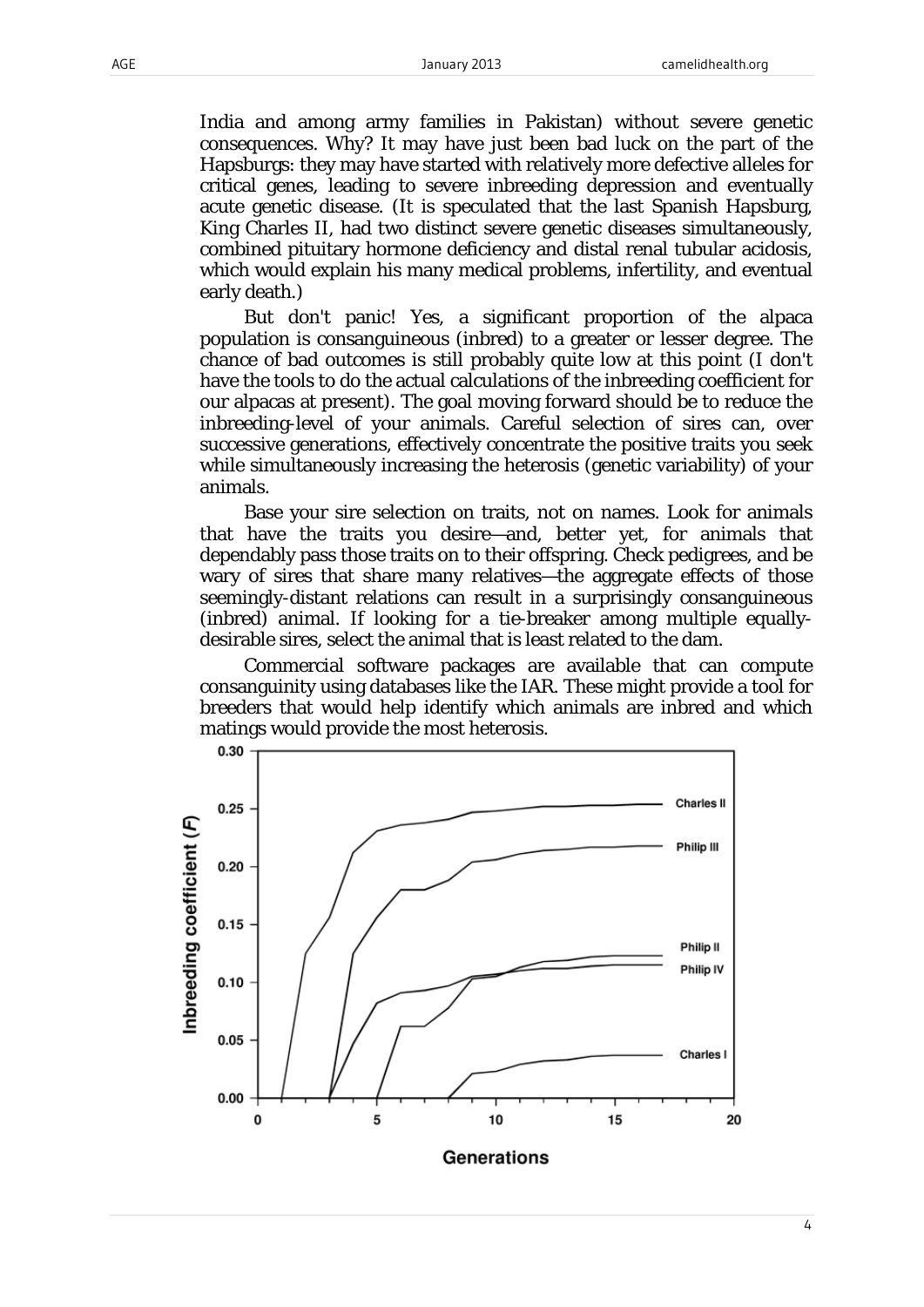India and among army families in Pakistan) without severe genetic consequences. Why? It may have just been bad luck on the part of the Hapsburgs: they may have started with relatively more defective alleles for critical genes, leading to severe inbreeding depression and eventually acute genetic disease. (It is speculated that the last Spanish Hapsburg, King Charles II, had two distinct severe genetic diseases simultaneously, combined pituitary hormone deficiency and distal renal tubular acidosis, which would explain his many medical problems, infertility, and eventual early death.)

But don't panic! Yes, a significant proportion of the alpaca population is consanguineous (inbred) to a greater or lesser degree. The chance of bad outcomes is still probably quite low at this point (I don't have the tools to do the actual calculations of the inbreeding coefficient for our alpacas at present). The goal moving forward should be to reduce the inbreeding-level of your animals. Careful selection of sires can, over successive generations, effectively concentrate the positive traits you seek while simultaneously increasing the heterosis (genetic variability) of your animals.

Base your sire selection on traits, not on names. Look for animals that have the traits you desire—and, better yet, for animals that dependably pass those traits on to their offspring. Check pedigrees, and be wary of sires that share many relatives—the aggregate effects of those seemingly-distant relations can result in a surprisingly consanguineous (inbred) animal. If looking for a tie-breaker among multiple equally-desirable sires, select the animal that is least related to the dam.

Commercial software packages are available that can compute consanguinity using databases like the IAR. These might provide a tool for breeders that would help identify which animals are inbred and which matings would provide the most heterosis.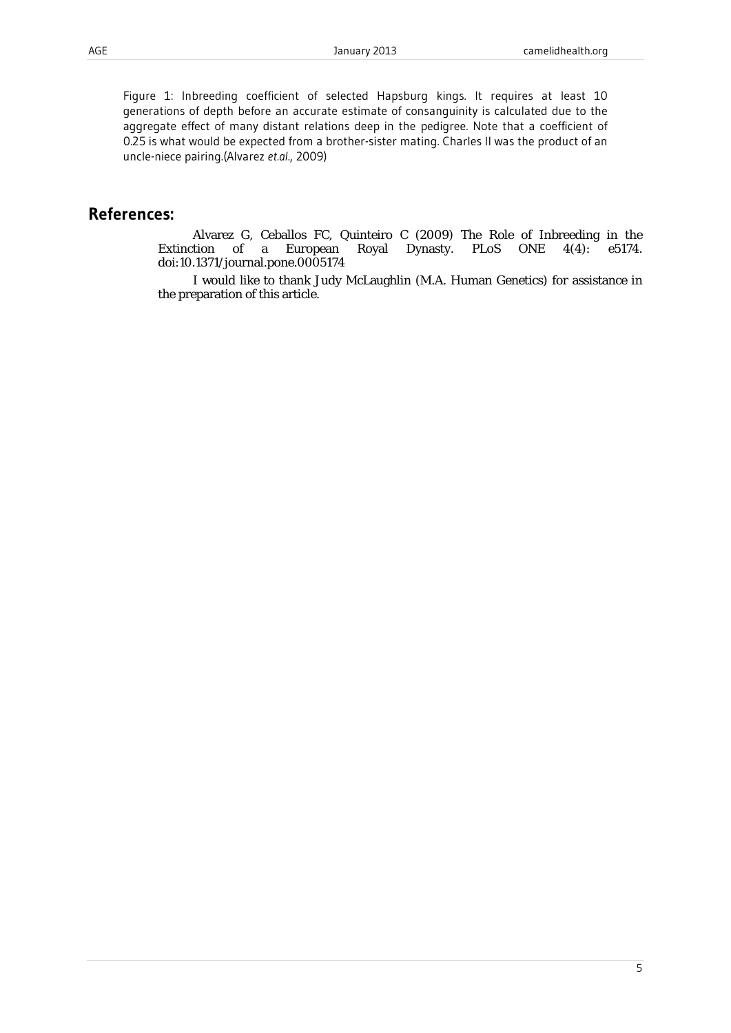Figure 1: Inbreeding coefficient of selected Hapsburg kings. It requires at least 10 generations of depth before an accurate estimate of consanguinity is calculated due to the aggregate effect of many distant relations deep in the pedigree. Note that a coefficient of 0.25 is what would be expected from a brother-sister mating. Charles II was the product of an uncle-niece pairing.(Alvarez *et.al.*, 2009)

## References:

Alvarez G, Ceballos FC, Quinteiro C (2009) The Role of Inbreeding in the Extinction of a European Royal Dynasty. PLoS ONE 4(4): e5174. doi:10.1371/journal.pone.0005174

I would like to thank Judy McLaughlin (M.A. Human Genetics) for assistance in the preparation of this article.